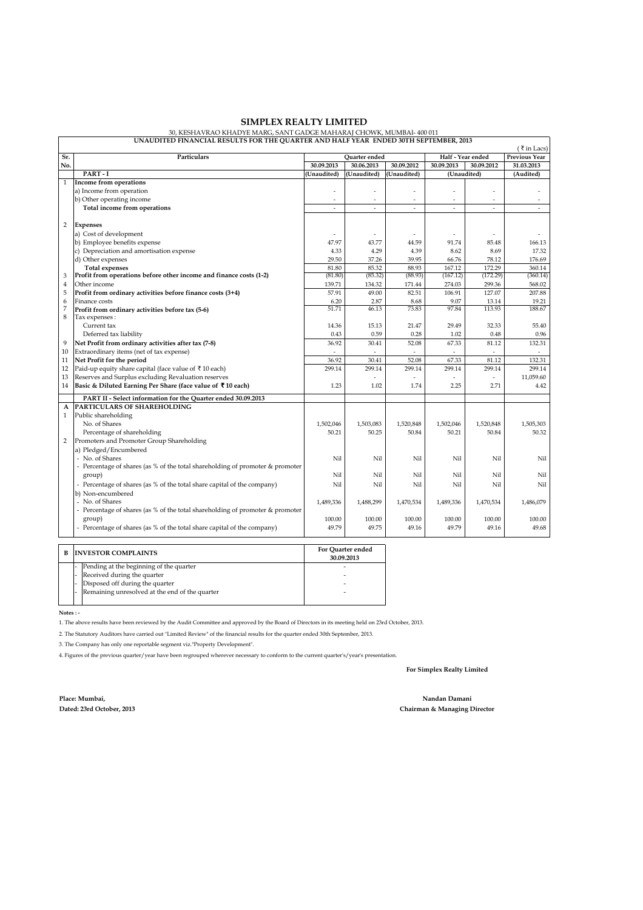# SIMPLEX REALTY LIMITED

30, KESHAVRAO KHADYE MARG, SANT GADGE MAHARAJ CHOWK, MUMBAI- 400 011

**UNAUDITED FINANCIAL RESULTS FOR THE QUARTER AND HALF YEAR ENDED 30TH SEPTEMBER, 2013**

( ₹ in Lacs)

| Sr. No. | Particulars | Quarter ended | | | Half - Year ended | | Previous Year |
|---|---|---|---|---|---|---|---|
| | | 30.09.2013 | 30.06.2013 | 30.09.2012 | 30.09.2013 | 30.09.2012 | 31.03.2013 |
| | **PART - I** | (Unaudited) | (Unaudited) | (Unaudited) | (Unaudited) | | (Audited) |
| 1 | **Income from operations** | | | | | | |
| | a) Income from operation | - | - | - | - | - | - |
| | b) Other operating income | - | - | - | - | - | - |
| | **Total income from operations** | - | - | - | - | - | - |
| 2 | **Expenses** | | | | | | |
| | a) Cost of development | - | - | - | - | - | - |
| | b) Employee benefits expense | 47.97 | 43.77 | 44.59 | 91.74 | 85.48 | 166.13 |
| | c) Depreciation and amortisation expense | 4.33 | 4.29 | 4.39 | 8.62 | 8.69 | 17.32 |
| | d) Other expenses | 29.50 | 37.26 | 39.95 | 66.76 | 78.12 | 176.69 |
| | **Total expenses** | 81.80 | 85.32 | 88.93 | 167.12 | 172.29 | 360.14 |
| 3 | **Profit from operations before other income and finance costs (1-2)** | (81.80) | (85.32) | (88.93) | (167.12) | (172.29) | (360.14) |
| 4 | Other income | 139.71 | 134.32 | 171.44 | 274.03 | 299.36 | 568.02 |
| 5 | **Profit from ordinary activities before finance costs (3+4)** | 57.91 | 49.00 | 82.51 | 106.91 | 127.07 | 207.88 |
| 6 | Finance costs | 6.20 | 2.87 | 8.68 | 9.07 | 13.14 | 19.21 |
| 7 | **Profit from ordinary activities before tax (5-6)** | 51.71 | 46.13 | 73.83 | 97.84 | 113.93 | 188.67 |
| 8 | Tax expenses : | | | | | | |
| | Current tax | 14.36 | 15.13 | 21.47 | 29.49 | 32.33 | 55.40 |
| | Deferred tax liability | 0.43 | 0.59 | 0.28 | 1.02 | 0.48 | 0.96 |
| 9 | **Net Profit from ordinary activities after tax (7-8)** | 36.92 | 30.41 | 52.08 | 67.33 | 81.12 | 132.31 |
| 10 | Extraordinary items (net of tax expense) | - | - | - | - | - | - |
| 11 | **Net Profit for the period** | 36.92 | 30.41 | 52.08 | 67.33 | 81.12 | 132.31 |
| 12 | Paid-up equity share capital (face value of ₹ 10 each) | 299.14 | 299.14 | 299.14 | 299.14 | 299.14 | 299.14 |
| 13 | Reserves and Surplus excluding Revaluation reserves | | - | - | - | - | 11,059.60 |
| 14 | **Basic & Diluted Earning Per Share (face value of ₹ 10 each)** | 1.23 | 1.02 | 1.74 | 2.25 | 2.71 | 4.42 |
| | **PART II - Select information for the Quarter ended 30.09.2013** | | | | | | |
| **A** | **PARTICULARS OF SHAREHOLDING** | | | | | | |
| 1 | Public shareholding | | | | | | |
| | No. of Shares | 1,502,046 | 1,503,083 | 1,520,848 | 1,502,046 | 1,520,848 | 1,505,303 |
| | Percentage of shareholding | 50.21 | 50.25 | 50.84 | 50.21 | 50.84 | 50.32 |
| 2 | Promoters and Promoter Group Shareholding | | | | | | |
| | a) Pledged/Encumbered | | | | | | |
| | - No. of Shares | Nil | Nil | Nil | Nil | Nil | Nil |
| | - Percentage of shares (as % of the total shareholding of promoter & promoter group) | Nil | Nil | Nil | Nil | Nil | Nil |
| | - Percentage of shares (as % of the total share capital of the company) | Nil | Nil | Nil | Nil | Nil | Nil |
| | b) Non-encumbered | | | | | | |
| | - No. of Shares | 1,489,336 | 1,488,299 | 1,470,534 | 1,489,336 | 1,470,534 | 1,486,079 |
| | - Percentage of shares (as % of the total shareholding of promoter & promoter group) | 100.00 | 100.00 | 100.00 | 100.00 | 100.00 | 100.00 |
| | - Percentage of shares (as % of the total share capital of the company) | 49.79 | 49.75 | 49.16 | 49.79 | 49.16 | 49.68 |

| B | INVESTOR COMPLAINTS | For Quarter ended 30.09.2013 |
|---|---|---|
| - | Pending at the beginning of the quarter | - |
| - | Received during the quarter | - |
| - | Disposed off during the quarter | - |
| - | Remaining unresolved at the end of the quarter | - |

**Notes : -**

1. The above results have been reviewed by the Audit Committee and approved by the Board of Directors in its meeting held on 23rd October, 2013.

2. The Statutory Auditors have carried out "Limited Review" of the financial results for the quarter ended 30th September, 2013.

3. The Company has only one reportable segment viz."Property Development".

4. Figures of the previous quarter/year have been regrouped wherever necessary to conform to the current quarter's/year's presentation.

**For Simplex Realty Limited**

**Place: Mumbai,**
**Dated: 23rd October, 2013**

**Nandan Damani**
**Chairman & Managing Director**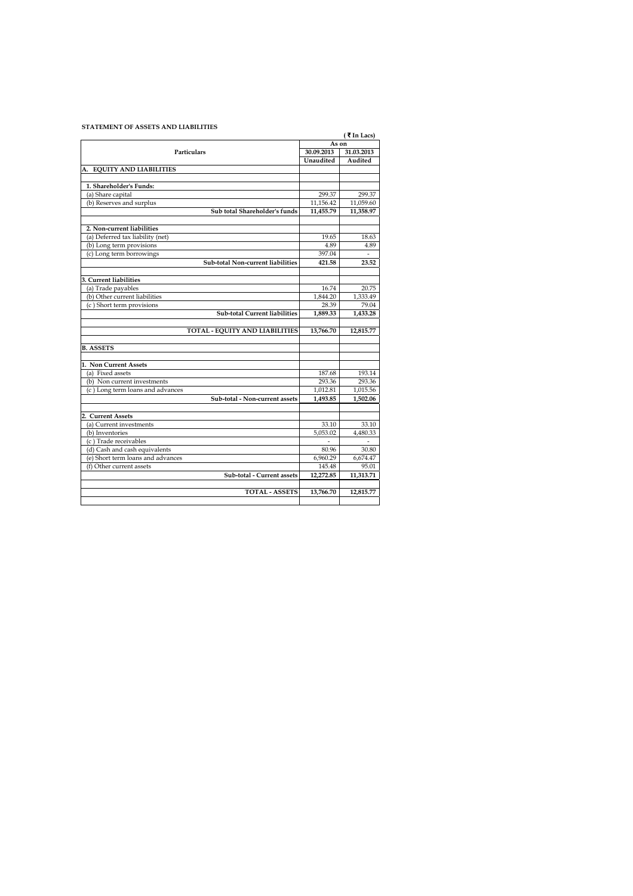**STATEMENT OF ASSETS AND LIABILITIES**

( ₹ In Lacs)

| Particulars | As on | |
|---|---|---|
| | 30.09.2013 | 31.03.2013 |
| | Unaudited | Audited |
| **A. EQUITY AND LIABILITIES** | | |
| **1. Shareholder's Funds:** | | |
| (a) Share capital | 299.37 | 299.37 |
| (b) Reserves and surplus | 11,156.42 | 11,059.60 |
| **Sub total Shareholder's funds** | **11,455.79** | **11,358.97** |
| **2. Non-current liabilities** | | |
| (a) Deferred tax liability (net) | 19.65 | 18.63 |
| (b) Long term provisions | 4.89 | 4.89 |
| (c) Long term borrowings | 397.04 | - |
| **Sub-total Non-current liabilities** | **421.58** | **23.52** |
| **3. Current liabilities** | | |
| (a) Trade payables | 16.74 | 20.75 |
| (b) Other current liabilities | 1,844.20 | 1,333.49 |
| (c ) Short term provisions | 28.39 | 79.04 |
| **Sub-total Current liabilities** | **1,889.33** | **1,433.28** |
| **TOTAL - EQUITY AND LIABILITIES** | **13,766.70** | **12,815.77** |
| **B. ASSETS** | | |
| **1. Non Current Assets** | | |
| (a) Fixed assets | 187.68 | 193.14 |
| (b) Non current investments | 293.36 | 293.36 |
| (c ) Long term loans and advances | 1,012.81 | 1,015.56 |
| **Sub-total - Non-current assets** | **1,493.85** | **1,502.06** |
| **2. Current Assets** | | |
| (a) Current investments | 33.10 | 33.10 |
| (b) Inventories | 5,053.02 | 4,480.33 |
| (c ) Trade receivables | - | - |
| (d) Cash and cash equivalents | 80.96 | 30.80 |
| (e) Short term loans and advances | 6,960.29 | 6,674.47 |
| (f) Other current assets | 145.48 | 95.01 |
| **Sub-total - Current assets** | **12,272.85** | **11,313.71** |
| **TOTAL - ASSETS** | **13,766.70** | **12,815.77** |